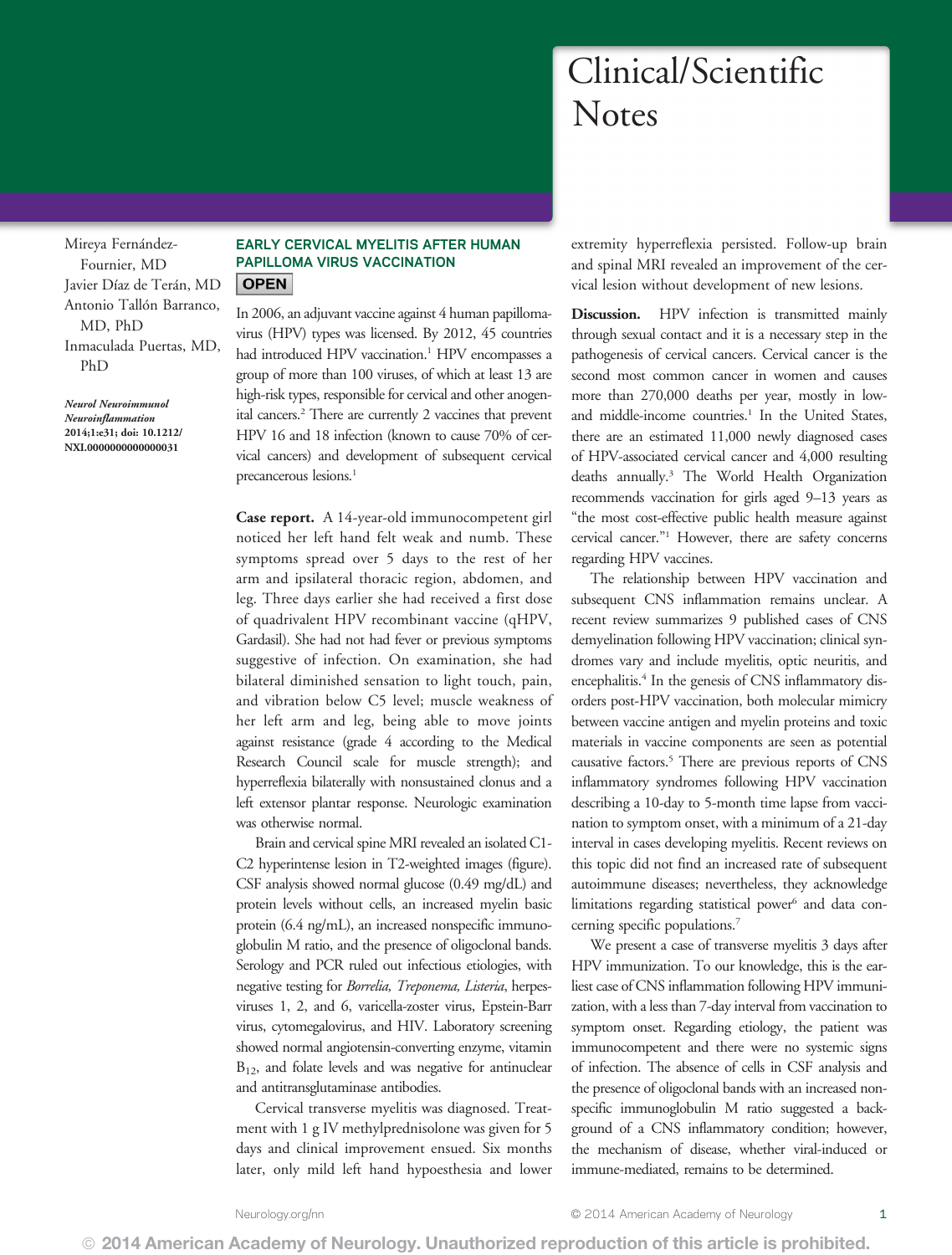# Clinical/Scientific Notes

Mireya Fernández-Fournier, MD
Javier Díaz de Terán, MD
Antonio Tallón Barranco, MD, PhD
Inmaculada Puertas, MD, PhD

*Neurol Neuroimmunol Neuroinflammation* **2014;1:e31; doi: 10.1212/NXI.0000000000000031**

## EARLY CERVICAL MYELITIS AFTER HUMAN PAPILLOMA VIRUS VACCINATION

**OPEN**

In 2006, an adjuvant vaccine against 4 human papillomavirus (HPV) types was licensed. By 2012, 45 countries had introduced HPV vaccination.[1] HPV encompasses a group of more than 100 viruses, of which at least 13 are high-risk types, responsible for cervical and other anogenital cancers.[2] There are currently 2 vaccines that prevent HPV 16 and 18 infection (known to cause 70% of cervical cancers) and development of subsequent cervical precancerous lesions.[1]

**Case report.** A 14-year-old immunocompetent girl noticed her left hand felt weak and numb. These symptoms spread over 5 days to the rest of her arm and ipsilateral thoracic region, abdomen, and leg. Three days earlier she had received a first dose of quadrivalent HPV recombinant vaccine (qHPV, Gardasil). She had not had fever or previous symptoms suggestive of infection. On examination, she had bilateral diminished sensation to light touch, pain, and vibration below C5 level; muscle weakness of her left arm and leg, being able to move joints against resistance (grade 4 according to the Medical Research Council scale for muscle strength); and hyperreflexia bilaterally with nonsustained clonus and a left extensor plantar response. Neurologic examination was otherwise normal.

Brain and cervical spine MRI revealed an isolated C1-C2 hyperintense lesion in T2-weighted images (figure). CSF analysis showed normal glucose (0.49 mg/dL) and protein levels without cells, an increased myelin basic protein (6.4 ng/mL), an increased nonspecific immunoglobulin M ratio, and the presence of oligoclonal bands. Serology and PCR ruled out infectious etiologies, with negative testing for *Borrelia, Treponema, Listeria*, herpesviruses 1, 2, and 6, varicella-zoster virus, Epstein-Barr virus, cytomegalovirus, and HIV. Laboratory screening showed normal angiotensin-converting enzyme, vitamin $B_{12}$, and folate levels and was negative for antinuclear and antitransglutaminase antibodies.

Cervical transverse myelitis was diagnosed. Treatment with 1 g IV methylprednisolone was given for 5 days and clinical improvement ensued. Six months later, only mild left hand hypoesthesia and lower extremity hyperreflexia persisted. Follow-up brain and spinal MRI revealed an improvement of the cervical lesion without development of new lesions.

**Discussion.** HPV infection is transmitted mainly through sexual contact and it is a necessary step in the pathogenesis of cervical cancers. Cervical cancer is the second most common cancer in women and causes more than 270,000 deaths per year, mostly in low- and middle-income countries.[1] In the United States, there are an estimated 11,000 newly diagnosed cases of HPV-associated cervical cancer and 4,000 resulting deaths annually.[3] The World Health Organization recommends vaccination for girls aged 9–13 years as "the most cost-effective public health measure against cervical cancer."[1] However, there are safety concerns regarding HPV vaccines.

The relationship between HPV vaccination and subsequent CNS inflammation remains unclear. A recent review summarizes 9 published cases of CNS demyelination following HPV vaccination; clinical syndromes vary and include myelitis, optic neuritis, and encephalitis.[4] In the genesis of CNS inflammatory disorders post-HPV vaccination, both molecular mimicry between vaccine antigen and myelin proteins and toxic materials in vaccine components are seen as potential causative factors.[5] There are previous reports of CNS inflammatory syndromes following HPV vaccination describing a 10-day to 5-month time lapse from vaccination to symptom onset, with a minimum of a 21-day interval in cases developing myelitis. Recent reviews on this topic did not find an increased rate of subsequent autoimmune diseases; nevertheless, they acknowledge limitations regarding statistical power[6] and data concerning specific populations.[7]

We present a case of transverse myelitis 3 days after HPV immunization. To our knowledge, this is the earliest case of CNS inflammation following HPV immunization, with a less than 7-day interval from vaccination to symptom onset. Regarding etiology, the patient was immunocompetent and there were no systemic signs of infection. The absence of cells in CSF analysis and the presence of oligoclonal bands with an increased nonspecific immunoglobulin M ratio suggested a background of a CNS inflammatory condition; however, the mechanism of disease, whether viral-induced or immune-mediated, remains to be determined.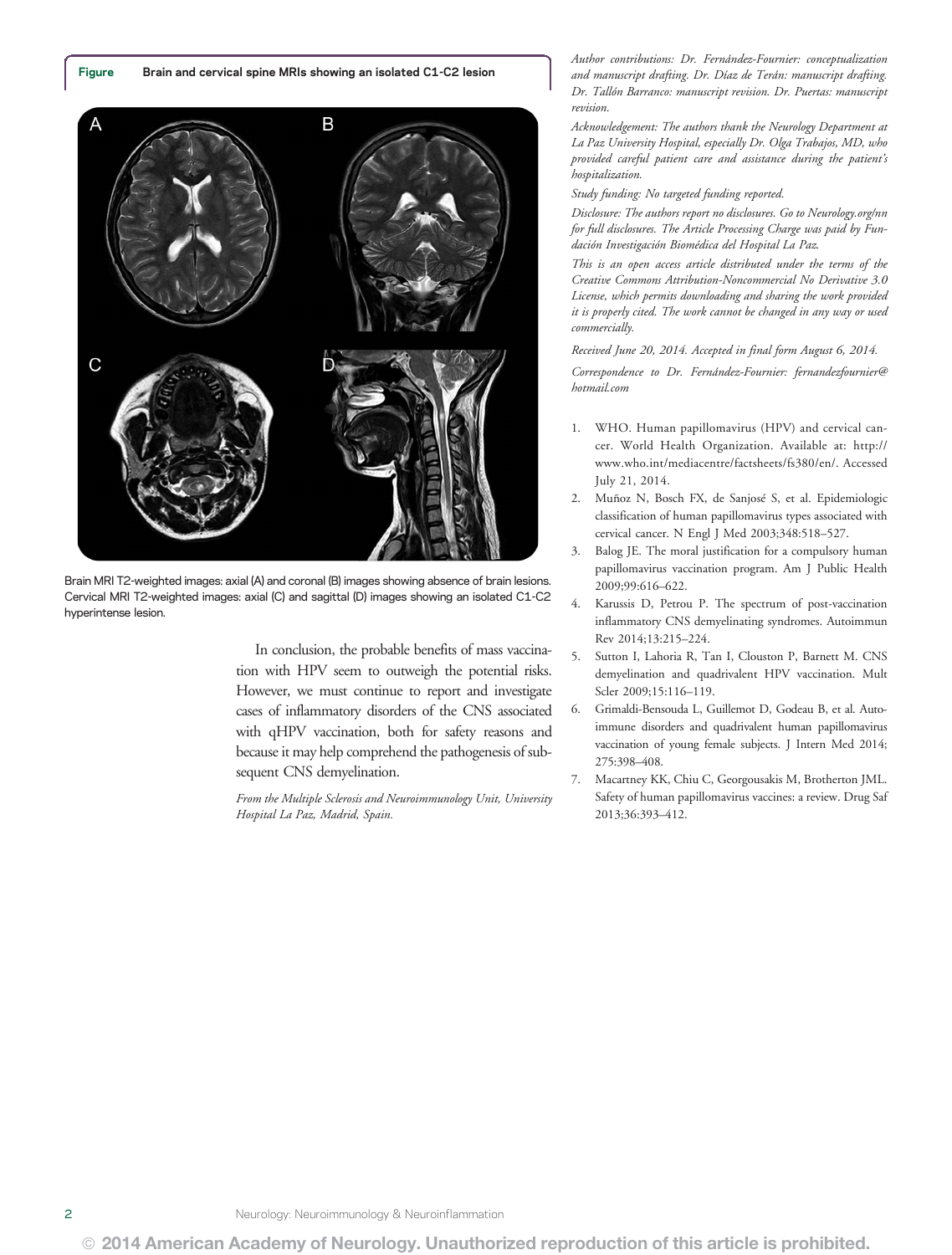**Figure** Brain and cervical spine MRIs showing an isolated C1-C2 lesion

Brain MRI T2-weighted images: axial (A) and coronal (B) images showing absence of brain lesions. Cervical MRI T2-weighted images: axial (C) and sagittal (D) images showing an isolated C1-C2 hyperintense lesion.

In conclusion, the probable benefits of mass vaccination with HPV seem to outweigh the potential risks. However, we must continue to report and investigate cases of inflammatory disorders of the CNS associated with qHPV vaccination, both for safety reasons and because it may help comprehend the pathogenesis of subsequent CNS demyelination.

*From the Multiple Sclerosis and Neuroimmunology Unit, University Hospital La Paz, Madrid, Spain.*

*Author contributions: Dr. Fernández-Fournier: conceptualization and manuscript drafting. Dr. Díaz de Terán: manuscript drafting. Dr. Tallón Barranco: manuscript revision. Dr. Puertas: manuscript revision.*

*Acknowledgement: The authors thank the Neurology Department at La Paz University Hospital, especially Dr. Olga Trabajos, MD, who provided careful patient care and assistance during the patient's hospitalization.*

*Study funding: No targeted funding reported.*

*Disclosure: The authors report no disclosures. Go to Neurology.org/nn for full disclosures. The Article Processing Charge was paid by Fundación Investigación Biomédica del Hospital La Paz.*

*This is an open access article distributed under the terms of the Creative Commons Attribution-Noncommercial No Derivative 3.0 License, which permits downloading and sharing the work provided it is properly cited. The work cannot be changed in any way or used commercially.*

*Received June 20, 2014. Accepted in final form August 6, 2014.*

*Correspondence to Dr. Fernández-Fournier: fernandezfournier@hotmail.com*

1. WHO. Human papillomavirus (HPV) and cervical cancer. World Health Organization. Available at: http://www.who.int/mediacentre/factsheets/fs380/en/. Accessed July 21, 2014.
2. Muñoz N, Bosch FX, de Sanjosé S, et al. Epidemiologic classification of human papillomavirus types associated with cervical cancer. N Engl J Med 2003;348:518–527.
3. Balog JE. The moral justification for a compulsory human papillomavirus vaccination program. Am J Public Health 2009;99:616–622.
4. Karussis D, Petrou P. The spectrum of post-vaccination inflammatory CNS demyelinating syndromes. Autoimmun Rev 2014;13:215–224.
5. Sutton I, Lahoria R, Tan I, Clouston P, Barnett M. CNS demyelination and quadrivalent HPV vaccination. Mult Scler 2009;15:116–119.
6. Grimaldi-Bensouda L, Guillemot D, Godeau B, et al. Autoimmune disorders and quadrivalent human papillomavirus vaccination of young female subjects. J Intern Med 2014; 275:398–408.
7. Macartney KK, Chiu C, Georgousakis M, Brotherton JML. Safety of human papillomavirus vaccines: a review. Drug Saf 2013;36:393–412.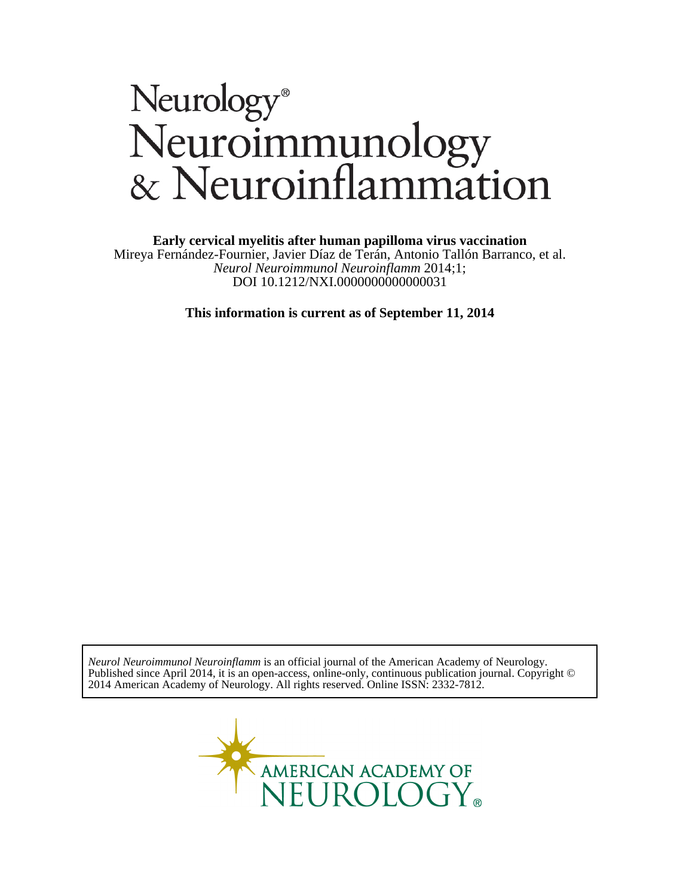# Neurology® Neuroimmunology & Neuroinflammation

**Early cervical myelitis after human papilloma virus vaccination**

Mireya Fernández-Fournier, Javier Díaz de Terán, Antonio Tallón Barranco, et al.

*Neurol Neuroimmunol Neuroinflamm* 2014;1;

DOI 10.1212/NXI.0000000000000031

**This information is current as of September 11, 2014**

*Neurol Neuroimmunol Neuroinflamm* is an official journal of the American Academy of Neurology. Published since April 2014, it is an open-access, online-only, continuous publication journal. Copyright © 2014 American Academy of Neurology. All rights reserved. Online ISSN: 2332-7812.

AMERICAN ACADEMY OF NEUROLOGY®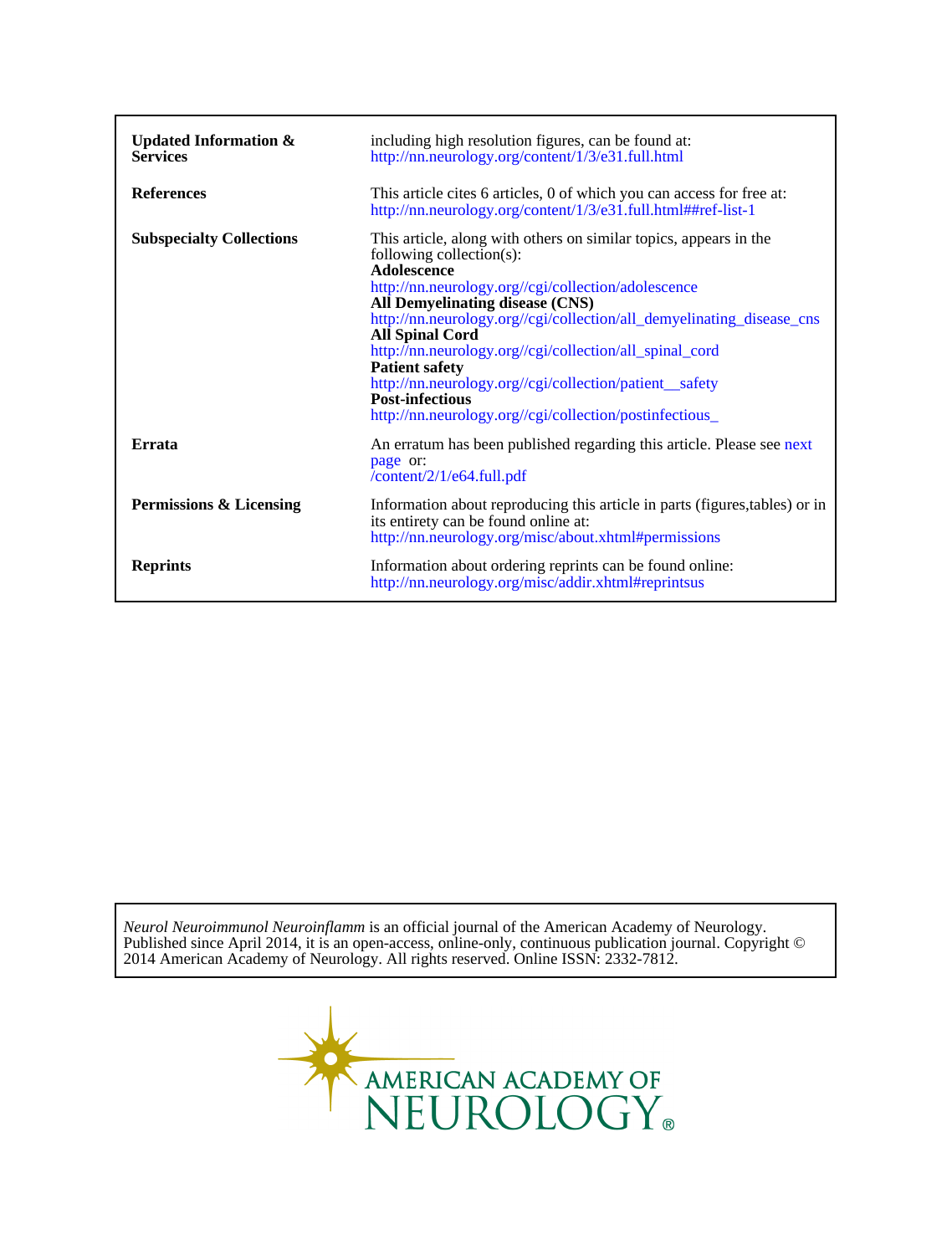| | |
|---|---|
| **Updated Information & Services** | including high resolution figures, can be found at: http://nn.neurology.org/content/1/3/e31.full.html |
| **References** | This article cites 6 articles, 0 of which you can access for free at: http://nn.neurology.org/content/1/3/e31.full.html##ref-list-1 |
| **Subspecialty Collections** | This article, along with others on similar topics, appears in the following collection(s): **Adolescence** http://nn.neurology.org//cgi/collection/adolescence **All Demyelinating disease (CNS)** http://nn.neurology.org//cgi/collection/all_demyelinating_disease_cns **All Spinal Cord** http://nn.neurology.org//cgi/collection/all_spinal_cord **Patient safety** http://nn.neurology.org//cgi/collection/patient__safety **Post-infectious** http://nn.neurology.org//cgi/collection/postinfectious_ |
| **Errata** | An erratum has been published regarding this article. Please see next page or: /content/2/1/e64.full.pdf |
| **Permissions & Licensing** | Information about reproducing this article in parts (figures,tables) or in its entirety can be found online at: http://nn.neurology.org/misc/about.xhtml#permissions |
| **Reprints** | Information about ordering reprints can be found online: http://nn.neurology.org/misc/addir.xhtml#reprintsus |

*Neurol Neuroimmunol Neuroinflamm* is an official journal of the American Academy of Neurology. Published since April 2014, it is an open-access, online-only, continuous publication journal. Copyright © 2014 American Academy of Neurology. All rights reserved. Online ISSN: 2332-7812.

AMERICAN ACADEMY OF NEUROLOGY®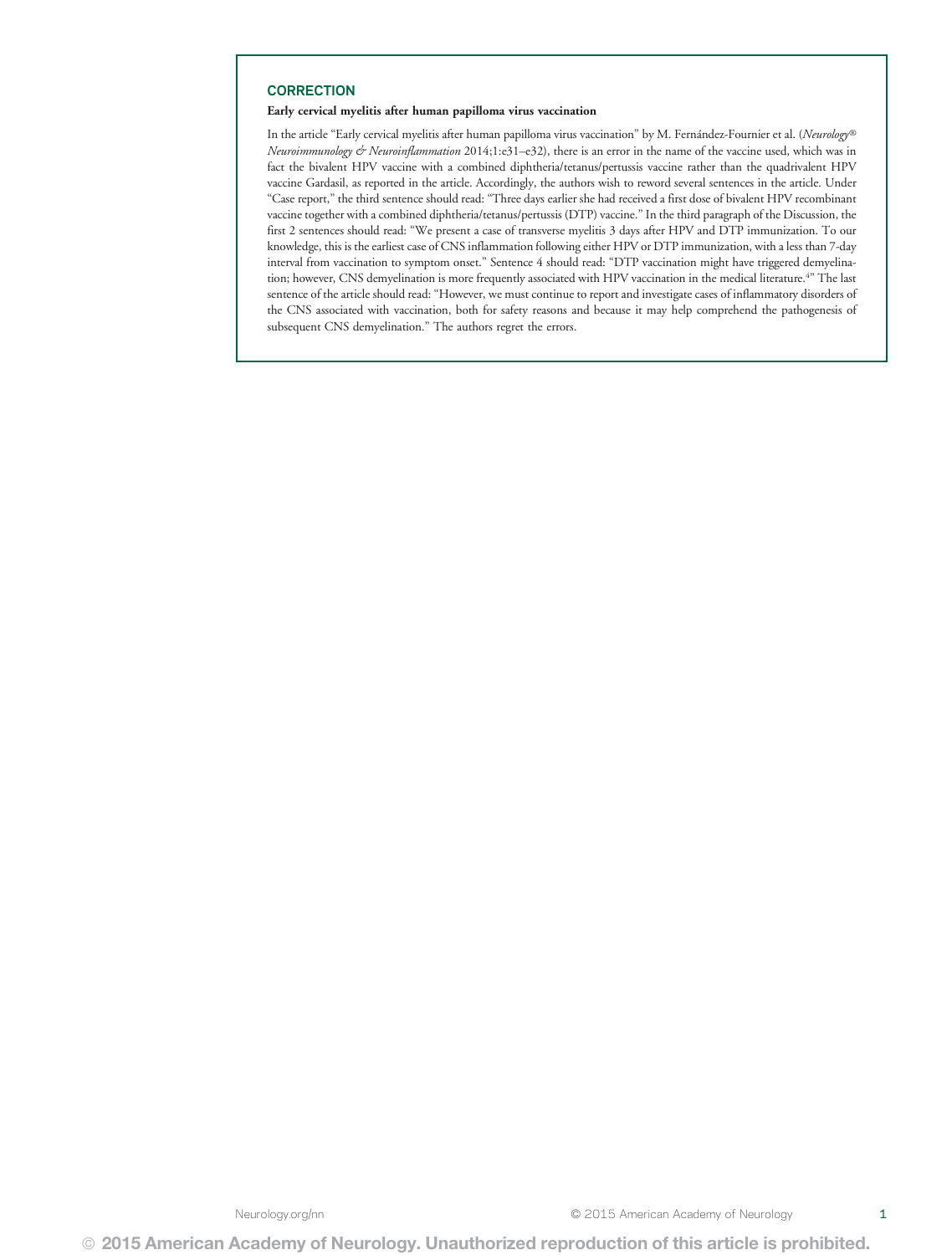## CORRECTION

**Early cervical myelitis after human papilloma virus vaccination**

In the article "Early cervical myelitis after human papilloma virus vaccination" by M. Fernández-Fournier et al. (*Neurology® Neuroimmunology & Neuroinflammation* 2014;1:e31–e32), there is an error in the name of the vaccine used, which was in fact the bivalent HPV vaccine with a combined diphtheria/tetanus/pertussis vaccine rather than the quadrivalent HPV vaccine Gardasil, as reported in the article. Accordingly, the authors wish to reword several sentences in the article. Under "Case report," the third sentence should read: "Three days earlier she had received a first dose of bivalent HPV recombinant vaccine together with a combined diphtheria/tetanus/pertussis (DTP) vaccine." In the third paragraph of the Discussion, the first 2 sentences should read: "We present a case of transverse myelitis 3 days after HPV and DTP immunization. To our knowledge, this is the earliest case of CNS inflammation following either HPV or DTP immunization, with a less than 7-day interval from vaccination to symptom onset." Sentence 4 should read: "DTP vaccination might have triggered demyelination; however, CNS demyelination is more frequently associated with HPV vaccination in the medical literature.[4]" The last sentence of the article should read: "However, we must continue to report and investigate cases of inflammatory disorders of the CNS associated with vaccination, both for safety reasons and because it may help comprehend the pathogenesis of subsequent CNS demyelination." The authors regret the errors.